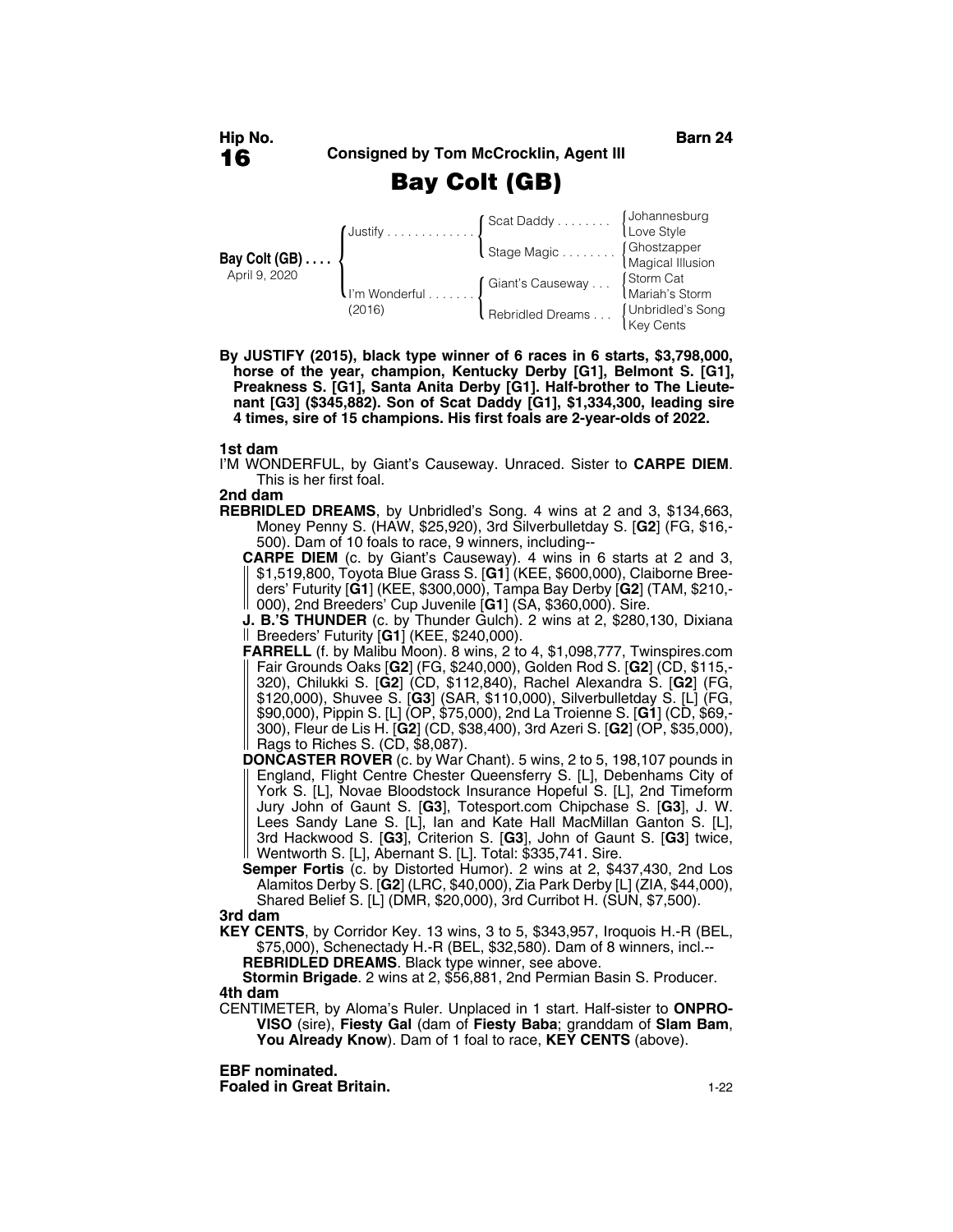**Hip No.** **Barn 24**

# 16

**Consigned by Tom McCrocklin, Agent III**

## Bay Colt (GB)

| | | | |
|---|---|---|---|
| **Bay Colt (GB)** | Justify | Scat Daddy | Johannesburg |
| April 9, 2020 | | | Love Style |
| | | Stage Magic | Ghostzapper |
| | | | Magical Illusion |
| | I'm Wonderful | Giant's Causeway | Storm Cat |
| | (2016) | | Mariah's Storm |
| | | Rebridled Dreams | Unbridled's Song |
| | | | Key Cents |

**By JUSTIFY (2015), black type winner of 6 races in 6 starts, $3,798,000, horse of the year, champion, Kentucky Derby [G1], Belmont S. [G1], Preakness S. [G1], Santa Anita Derby [G1]. Half-brother to The Lieutenant [G3] ($345,882). Son of Scat Daddy [G1], $1,334,300, leading sire 4 times, sire of 15 champions. His first foals are 2-year-olds of 2022.**

**1st dam**

I'M WONDERFUL, by Giant's Causeway. Unraced. Sister to **CARPE DIEM**. This is her first foal.

**2nd dam**

**REBRIDLED DREAMS**, by Unbridled's Song. 4 wins at 2 and 3, $134,663, Money Penny S. (HAW, $25,920), 3rd Silverbulletday S. [**G2**] (FG, $16,500). Dam of 10 foals to race, 9 winners, including--

**CARPE DIEM** (c. by Giant's Causeway). 4 wins in 6 starts at 2 and 3, $1,519,800, Toyota Blue Grass S. [**G1**] (KEE, $600,000), Claiborne Breeders' Futurity [**G1**] (KEE, $300,000), Tampa Bay Derby [**G2**] (TAM, $210,000), 2nd Breeders' Cup Juvenile [**G1**] (SA, $360,000). Sire.

**J. B.'S THUNDER** (c. by Thunder Gulch). 2 wins at 2, $280,130, Dixiana Breeders' Futurity [**G1**] (KEE, $240,000).

**FARRELL** (f. by Malibu Moon). 8 wins, 2 to 4, $1,098,777, Twinspires.com Fair Grounds Oaks [**G2**] (FG, $240,000), Golden Rod S. [**G2**] (CD, $115,320), Chilukki S. [**G2**] (CD, $112,840), Rachel Alexandra S. [**G2**] (FG, $120,000), Shuvee S. [**G3**] (SAR, $110,000), Silverbulletday S. [L] (FG, $90,000), Pippin S. [L] (OP, $75,000), 2nd La Troienne S. [**G1**] (CD, $69,300), Fleur de Lis H. [**G2**] (CD, $38,400), 3rd Azeri S. [**G2**] (OP, $35,000), Rags to Riches S. (CD, $8,087).

**DONCASTER ROVER** (c. by War Chant). 5 wins, 2 to 5, 198,107 pounds in England, Flight Centre Chester Queensferry S. [L], Debenhams City of York S. [L], Novae Bloodstock Insurance Hopeful S. [L], 2nd Timeform Jury John of Gaunt S. [**G3**], Totesport.com Chipchase S. [**G3**], J. W. Lees Sandy Lane S. [L], Ian and Kate Hall MacMillan Ganton S. [L], 3rd Hackwood S. [**G3**], Criterion S. [**G3**], John of Gaunt S. [**G3**] twice, Wentworth S. [L], Abernant S. [L]. Total: $335,741. Sire.

**Semper Fortis** (c. by Distorted Humor). 2 wins at 2, $437,430, 2nd Los Alamitos Derby S. [**G2**] (LRC, $40,000), Zia Park Derby [L] (ZIA, $44,000), Shared Belief S. [L] (DMR, $20,000), 3rd Curribot H. (SUN, $7,500).

**3rd dam**

**KEY CENTS**, by Corridor Key. 13 wins, 3 to 5, $343,957, Iroquois H.-R (BEL, $75,000), Schenectady H.-R (BEL, $32,580). Dam of 8 winners, incl.--

**REBRIDLED DREAMS**. Black type winner, see above.

**Stormin Brigade**. 2 wins at 2, $56,881, 2nd Permian Basin S. Producer.

**4th dam**

CENTIMETER, by Aloma's Ruler. Unplaced in 1 start. Half-sister to **ONPROVISO** (sire), **Fiesty Gal** (dam of **Fiesty Baba**; granddam of **Slam Bam**, **You Already Know**). Dam of 1 foal to race, **KEY CENTS** (above).

**EBF nominated.**
**Foaled in Great Britain.**

1-22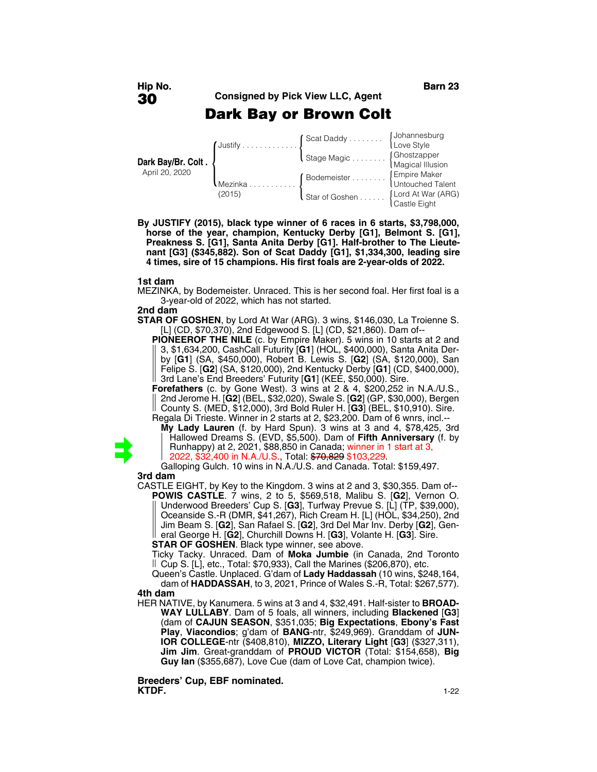Hip No.
# 30

Barn 23

**Consigned by Pick View LLC, Agent**

## Dark Bay or Brown Colt

| | | | |
|---|---|---|---|
| **Dark Bay/Br. Colt** April 20, 2020 | Justify | Scat Daddy | Johannesburg |
| | | | Love Style |
| | | Stage Magic | Ghostzapper |
| | | | Magical Illusion |
| | Mezinka (2015) | Bodemeister | Empire Maker |
| | | | Untouched Talent |
| | | Star of Goshen | Lord At War (ARG) |
| | | | Castle Eight |

**By JUSTIFY (2015), black type winner of 6 races in 6 starts, $3,798,000, horse of the year, champion, Kentucky Derby [G1], Belmont S. [G1], Preakness S. [G1], Santa Anita Derby [G1]. Half-brother to The Lieutenant [G3] ($345,882). Son of Scat Daddy [G1], $1,334,300, leading sire 4 times, sire of 15 champions. His first foals are 2-year-olds of 2022.**

**1st dam**

MEZINKA, by Bodemeister. Unraced. This is her second foal. Her first foal is a 3-year-old of 2022, which has not started.

**2nd dam**

**STAR OF GOSHEN**, by Lord At War (ARG). 3 wins, $146,030, La Troienne S. [L] (CD, $70,370), 2nd Edgewood S. [L] (CD, $21,860). Dam of--

**PIONEEROF THE NILE** (c. by Empire Maker). 5 wins in 10 starts at 2 and 3, $1,634,200, CashCall Futurity [**G1**] (HOL, $400,000), Santa Anita Derby [**G1**] (SA, $450,000), Robert B. Lewis S. [**G2**] (SA, $120,000), San Felipe S. [**G2**] (SA, $120,000), 2nd Kentucky Derby [**G1**] (CD, $400,000), 3rd Lane's End Breeders' Futurity [**G1**] (KEE, $50,000). Sire.

**Forefathers** (c. by Gone West). 3 wins at 2 & 4, $200,252 in N.A./U.S., 2nd Jerome H. [**G2**] (BEL, $32,020), Swale S. [**G2**] (GP, $30,000), Bergen County S. (MED, $12,000), 3rd Bold Ruler H. [**G3**] (BEL, $10,910). Sire.

Regala Di Trieste. Winner in 2 starts at 2, $23,200. Dam of 6 wnrs, incl.--

**My Lady Lauren** (f. by Hard Spun). 3 wins at 3 and 4, $78,425, 3rd Hallowed Dreams S. (EVD, $5,500). Dam of **Fifth Anniversary** (f. by Runhappy) at 2, 2021, $88,850 in Canada; winner in 1 start at 3, 2022, $32,400 in N.A./U.S., Total: ~~$70,829~~ $103,229.

Galloping Gulch. 10 wins in N.A./U.S. and Canada. Total: $159,497.

**3rd dam**

CASTLE EIGHT, by Key to the Kingdom. 3 wins at 2 and 3, $30,355. Dam of--

**POWIS CASTLE**. 7 wins, 2 to 5, $569,518, Malibu S. [**G2**], Vernon O. Underwood Breeders' Cup S. [**G3**], Turfway Prevue S. [L] (TP, $39,000), Oceanside S.-R (DMR, $41,267), Rich Cream H. [L] (HOL, $34,250), 2nd Jim Beam S. [**G2**], San Rafael S. [**G2**], 3rd Del Mar Inv. Derby [**G2**], General George H. [**G2**], Churchill Downs H. [**G3**], Volante H. [**G3**]. Sire.

**STAR OF GOSHEN**. Black type winner, see above.

Ticky Tacky. Unraced. Dam of **Moka Jumbie** (in Canada, 2nd Toronto Cup S. [L], etc., Total: $70,933), Call the Marines ($206,870), etc.

Queen's Castle. Unplaced. G'dam of **Lady Haddassah** (10 wins, $248,164, dam of **HADDASSAH**, to 3, 2021, Prince of Wales S.-R, Total: $267,577).

**4th dam**

HER NATIVE, by Kanumera. 5 wins at 3 and 4, $32,491. Half-sister to **BROADWAY LULLABY**. Dam of 5 foals, all winners, including **Blackened** [**G3**] (dam of **CAJUN SEASON**, $351,035; **Big Expectations**, **Ebony's Fast Play**, **Viacondios**; g'dam of **BANG**-ntr, $249,969). Granddam of **JUNIOR COLLEGE**-ntr ($408,810), **MIZZO, Literary Light** [**G3**] ($327,311), **Jim Jim**. Great-granddam of **PROUD VICTOR** (Total: $154,658), **Big Guy Ian** ($355,687), Love Cue (dam of Love Cat, champion twice).

**Breeders' Cup, EBF nominated.**
**KTDF.**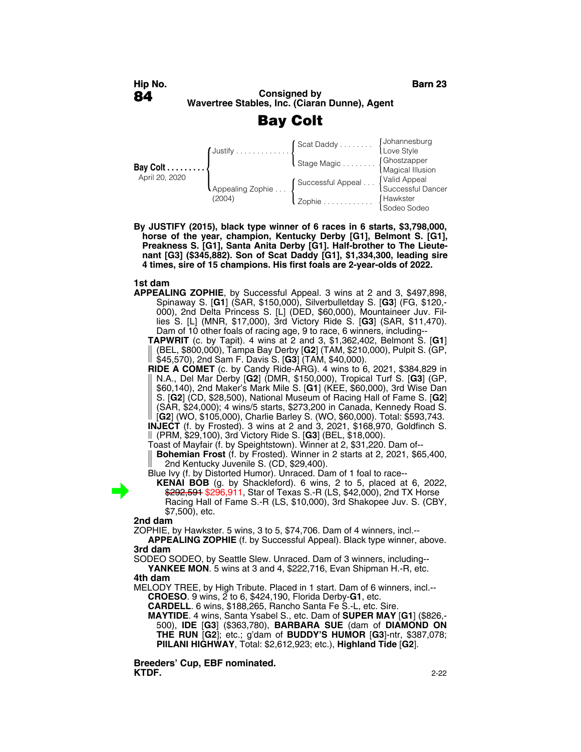**Hip No.** **Barn 23**

# 84

**Consigned by**
**Wavertree Stables, Inc. (Ciaran Dunne), Agent**

## Bay Colt

| | | | |
|---|---|---|---|
| **Bay Colt** April 20, 2020 | Justify | Scat Daddy | Johannesburg |
| | | | Love Style |
| | | Stage Magic | Ghostzapper |
| | | | Magical Illusion |
| | Appealing Zophie (2004) | Successful Appeal | Valid Appeal |
| | | | Successful Dancer |
| | | Zophie | Hawkster |
| | | | Sodeo Sodeo |

**By JUSTIFY (2015), black type winner of 6 races in 6 starts, $3,798,000, horse of the year, champion, Kentucky Derby [G1], Belmont S. [G1], Preakness S. [G1], Santa Anita Derby [G1]. Half-brother to The Lieutenant [G3] ($345,882). Son of Scat Daddy [G1], $1,334,300, leading sire 4 times, sire of 15 champions. His first foals are 2-year-olds of 2022.**

### 1st dam

**APPEALING ZOPHIE**, by Successful Appeal. 3 wins at 2 and 3, $497,898, Spinaway S. [**G1**] (SAR, $150,000), Silverbulletday S. [**G3**] (FG, $120,000), 2nd Delta Princess S. [L] (DED, $60,000), Mountaineer Juv. Fillies S. [L] (MNR, $17,000), 3rd Victory Ride S. [**G3**] (SAR, $11,470). Dam of 10 other foals of racing age, 9 to race, 6 winners, including--

**TAPWRIT** (c. by Tapit). 4 wins at 2 and 3, $1,362,402, Belmont S. [**G1**] (BEL, $800,000), Tampa Bay Derby [**G2**] (TAM, $210,000), Pulpit S. (GP, $45,570), 2nd Sam F. Davis S. [**G3**] (TAM, $40,000).

**RIDE A COMET** (c. by Candy Ride-ARG). 4 wins to 6, 2021, $384,829 in N.A., Del Mar Derby [**G2**] (DMR, $150,000), Tropical Turf S. [**G3**] (GP, $60,140), 2nd Maker's Mark Mile S. [**G1**] (KEE, $60,000), 3rd Wise Dan S. [**G2**] (CD, $28,500), National Museum of Racing Hall of Fame S. [**G2**] (SAR, $24,000); 4 wins/5 starts, $273,200 in Canada, Kennedy Road S. [**G2**] (WO, $105,000), Charlie Barley S. (WO, $60,000). Total: $593,743.

**INJECT** (f. by Frosted). 3 wins at 2 and 3, 2021, $168,970, Goldfinch S. (PRM, $29,100), 3rd Victory Ride S. [**G3**] (BEL, $18,000).

Toast of Mayfair (f. by Speightstown). Winner at 2, $31,220. Dam of--

**Bohemian Frost** (f. by Frosted). Winner in 2 starts at 2, 2021, $65,400, 2nd Kentucky Juvenile S. (CD, $29,400).

Blue Ivy (f. by Distorted Humor). Unraced. Dam of 1 foal to race--

**KENAI BOB** (g. by Shackleford). 6 wins, 2 to 5, placed at 6, 2022, ~~$292,591~~ $296,911, Star of Texas S.-R (LS, $42,000), 2nd TX Horse Racing Hall of Fame S.-R (LS, $10,000), 3rd Shakopee Juv. S. (CBY, $7,500), etc.

### 2nd dam

ZOPHIE, by Hawkster. 5 wins, 3 to 5, $74,706. Dam of 4 winners, incl.--

**APPEALING ZOPHIE** (f. by Successful Appeal). Black type winner, above.

### 3rd dam

SODEO SODEO, by Seattle Slew. Unraced. Dam of 3 winners, including--

**YANKEE MON**. 5 wins at 3 and 4, $222,716, Evan Shipman H.-R, etc.

### 4th dam

MELODY TREE, by High Tribute. Placed in 1 start. Dam of 6 winners, incl.--

**CROESO**. 9 wins, 2 to 6, $424,190, Florida Derby-**G1**, etc.

**CARDELL**. 6 wins, $188,265, Rancho Santa Fe S.-L, etc. Sire.

**MAYTIDE**. 4 wins, Santa Ysabel S., etc. Dam of **SUPER MAY** [**G1**] ($826,500), **IDE** [**G3**] ($363,780), **BARBARA SUE** (dam of **DIAMOND ON THE RUN** [**G2**]; etc.; g'dam of **BUDDY'S HUMOR** [**G3**]-ntr, $387,078; **PIILANI HIGHWAY**, Total: $2,612,923; etc.), **Highland Tide** [**G2**].

**Breeders' Cup, EBF nominated.**
**KTDF.**

2-22